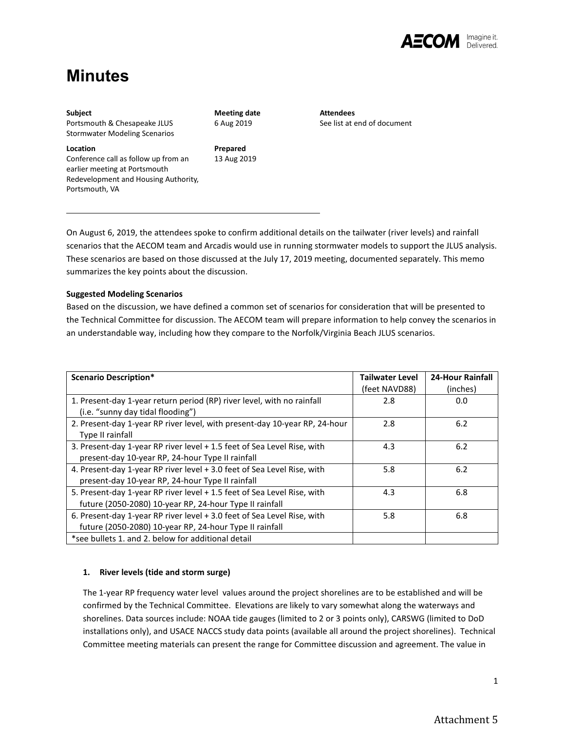# Minutes

| Subject | Meeting date | Attendees |
|---|---|---|
| Portsmouth & Chesapeake JLUS Stormwater Modeling Scenarios | 6 Aug 2019 | See list at end of document |
| **Location** | **Prepared** | |
| Conference call as follow up from an earlier meeting at Portsmouth Redevelopment and Housing Authority, Portsmouth, VA | 13 Aug 2019 | |

On August 6, 2019, the attendees spoke to confirm additional details on the tailwater (river levels) and rainfall scenarios that the AECOM team and Arcadis would use in running stormwater models to support the JLUS analysis. These scenarios are based on those discussed at the July 17, 2019 meeting, documented separately. This memo summarizes the key points about the discussion.

**Suggested Modeling Scenarios**

Based on the discussion, we have defined a common set of scenarios for consideration that will be presented to the Technical Committee for discussion. The AECOM team will prepare information to help convey the scenarios in an understandable way, including how they compare to the Norfolk/Virginia Beach JLUS scenarios.

| Scenario Description* | Tailwater Level (feet NAVD88) | 24-Hour Rainfall (inches) |
|---|---|---|
| 1. Present-day 1-year return period (RP) river level, with no rainfall (i.e. "sunny day tidal flooding") | 2.8 | 0.0 |
| 2. Present-day 1-year RP river level, with present-day 10-year RP, 24-hour Type II rainfall | 2.8 | 6.2 |
| 3. Present-day 1-year RP river level + 1.5 feet of Sea Level Rise, with present-day 10-year RP, 24-hour Type II rainfall | 4.3 | 6.2 |
| 4. Present-day 1-year RP river level + 3.0 feet of Sea Level Rise, with present-day 10-year RP, 24-hour Type II rainfall | 5.8 | 6.2 |
| 5. Present-day 1-year RP river level + 1.5 feet of Sea Level Rise, with future (2050-2080) 10-year RP, 24-hour Type II rainfall | 4.3 | 6.8 |
| 6. Present-day 1-year RP river level + 3.0 feet of Sea Level Rise, with future (2050-2080) 10-year RP, 24-hour Type II rainfall | 5.8 | 6.8 |
| *see bullets 1. and 2. below for additional detail | | |

1. **River levels (tide and storm surge)**

   The 1-year RP frequency water level values around the project shorelines are to be established and will be confirmed by the Technical Committee. Elevations are likely to vary somewhat along the waterways and shorelines. Data sources include: NOAA tide gauges (limited to 2 or 3 points only), CARSWG (limited to DoD installations only), and USACE NACCS study data points (available all around the project shorelines). Technical Committee meeting materials can present the range for Committee discussion and agreement. The value in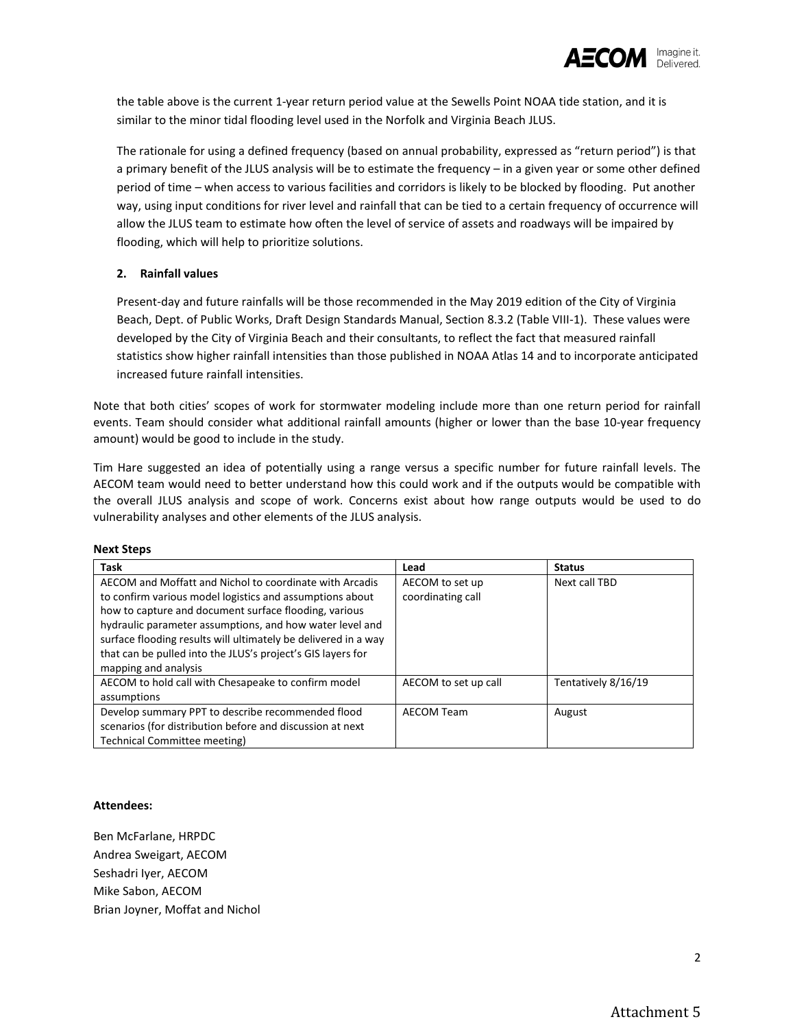the table above is the current 1-year return period value at the Sewells Point NOAA tide station, and it is similar to the minor tidal flooding level used in the Norfolk and Virginia Beach JLUS.

The rationale for using a defined frequency (based on annual probability, expressed as "return period") is that a primary benefit of the JLUS analysis will be to estimate the frequency – in a given year or some other defined period of time – when access to various facilities and corridors is likely to be blocked by flooding. Put another way, using input conditions for river level and rainfall that can be tied to a certain frequency of occurrence will allow the JLUS team to estimate how often the level of service of assets and roadways will be impaired by flooding, which will help to prioritize solutions.

**2. Rainfall values**

Present-day and future rainfalls will be those recommended in the May 2019 edition of the City of Virginia Beach, Dept. of Public Works, Draft Design Standards Manual, Section 8.3.2 (Table VIII-1). These values were developed by the City of Virginia Beach and their consultants, to reflect the fact that measured rainfall statistics show higher rainfall intensities than those published in NOAA Atlas 14 and to incorporate anticipated increased future rainfall intensities.

Note that both cities' scopes of work for stormwater modeling include more than one return period for rainfall events. Team should consider what additional rainfall amounts (higher or lower than the base 10-year frequency amount) would be good to include in the study.

Tim Hare suggested an idea of potentially using a range versus a specific number for future rainfall levels. The AECOM team would need to better understand how this could work and if the outputs would be compatible with the overall JLUS analysis and scope of work. Concerns exist about how range outputs would be used to do vulnerability analyses and other elements of the JLUS analysis.

**Next Steps**

| Task | Lead | Status |
|---|---|---|
| AECOM and Moffatt and Nichol to coordinate with Arcadis to confirm various model logistics and assumptions about how to capture and document surface flooding, various hydraulic parameter assumptions, and how water level and surface flooding results will ultimately be delivered in a way that can be pulled into the JLUS's project's GIS layers for mapping and analysis | AECOM to set up coordinating call | Next call TBD |
| AECOM to hold call with Chesapeake to confirm model assumptions | AECOM to set up call | Tentatively 8/16/19 |
| Develop summary PPT to describe recommended flood scenarios (for distribution before and discussion at next Technical Committee meeting) | AECOM Team | August |

**Attendees:**

Ben McFarlane, HRPDC
Andrea Sweigart, AECOM
Seshadri Iyer, AECOM
Mike Sabon, AECOM
Brian Joyner, Moffat and Nichol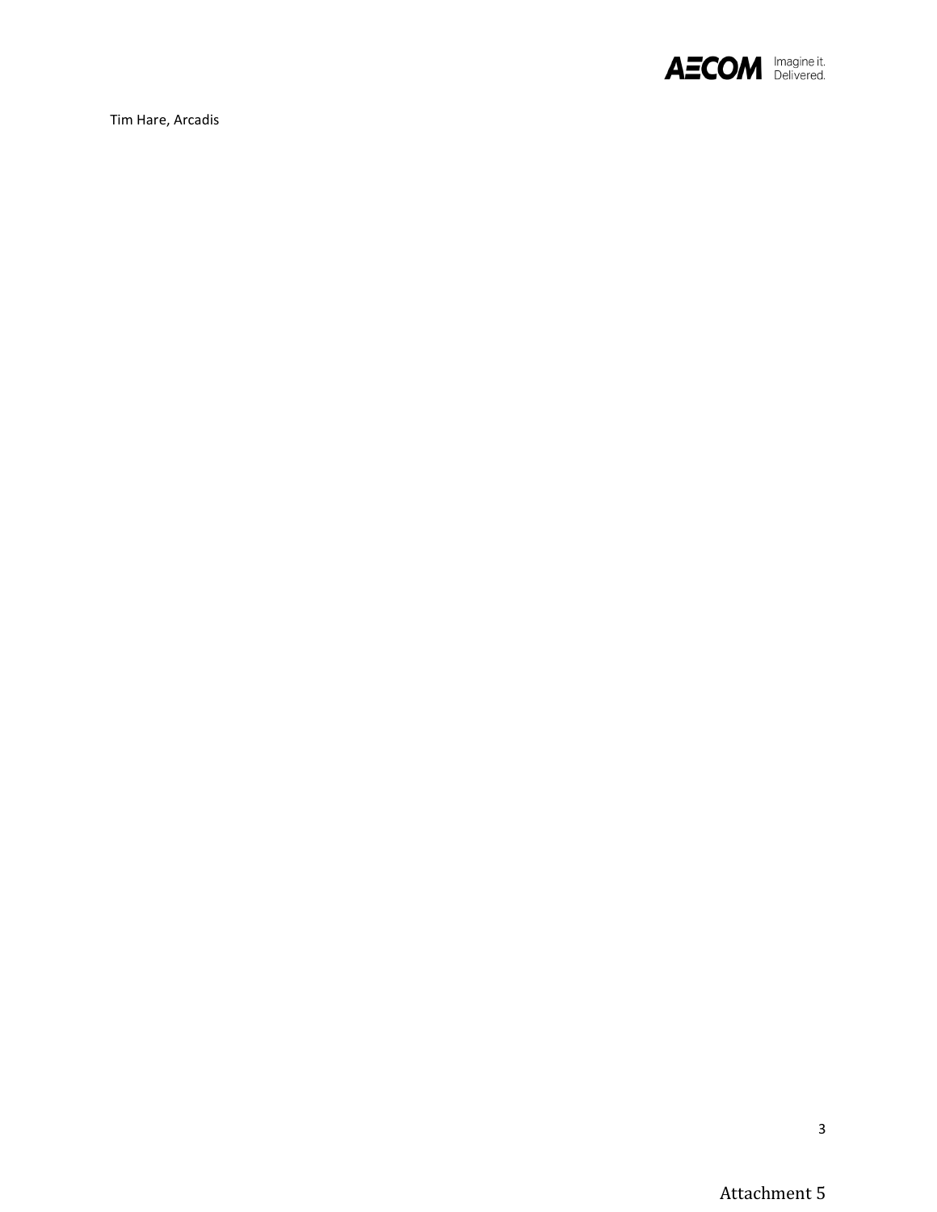Tim Hare, Arcadis

Attachment 5